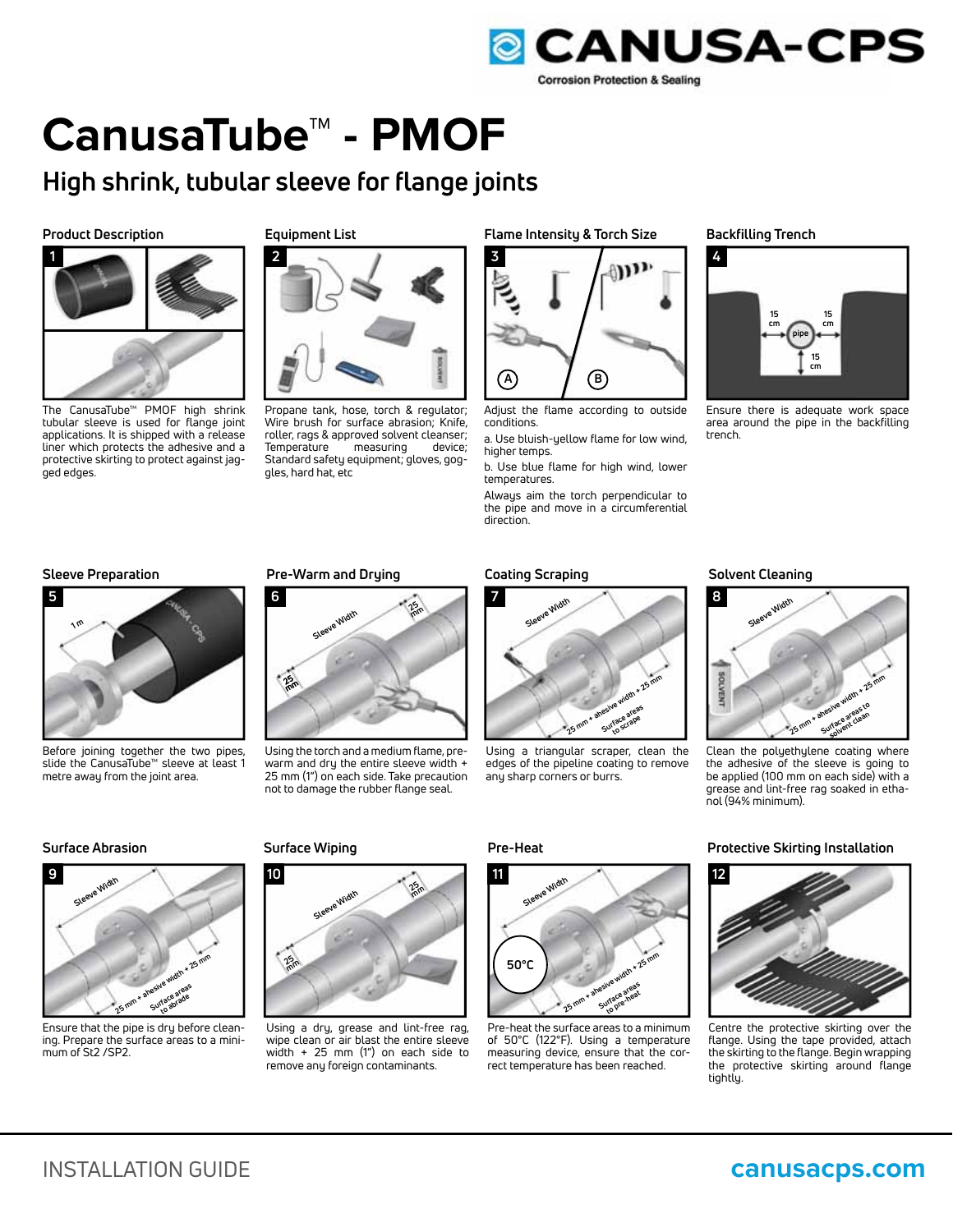# CanusaTube™ - PMOF

## High shrink, tubular sleeve for flange joints

### Product Description

The CanusaTube™ PMOF high shrink tubular sleeve is used for flange joint applications. It is shipped with a release liner which protects the adhesive and a protective skirting to protect against jagged edges.

### Equipment List

Propane tank, hose, torch & regulator; Wire brush for surface abrasion; Knife, roller, rags & approved solvent cleanser; Temperature measuring device; Standard safety equipment; gloves, goggles, hard hat, etc

### Flame Intensity & Torch Size

Adjust the flame according to outside conditions.

a. Use bluish-yellow flame for low wind, higher temps.

b. Use blue flame for high wind, lower temperatures.

Always aim the torch perpendicular to the pipe and move in a circumferential direction.

### Backfilling Trench

Ensure there is adequate work space area around the pipe in the backfilling trench.

### Sleeve Preparation

Before joining together the two pipes, slide the CanusaTube™ sleeve at least 1 metre away from the joint area.

### Pre-Warm and Drying

Using the torch and a medium flame, pre-warm and dry the entire sleeve width + 25 mm (1") on each side. Take precaution not to damage the rubber flange seal.

### Coating Scraping

Using a triangular scraper, clean the edges of the pipeline coating to remove any sharp corners or burrs.

### Solvent Cleaning

Clean the polyethylene coating where the adhesive of the sleeve is going to be applied (100 mm on each side) with a grease and lint-free rag soaked in ethanol (94% minimum).

### Surface Abrasion

Ensure that the pipe is dry before cleaning. Prepare the surface areas to a minimum of St2 /SP2.

### Surface Wiping

Using a dry, grease and lint-free rag, wipe clean or air blast the entire sleeve width + 25 mm (1") on each side to remove any foreign contaminants.

### Pre-Heat

Pre-heat the surface areas to a minimum of 50°C (122°F). Using a temperature measuring device, ensure that the correct temperature has been reached.

### Protective Skirting Installation

Centre the protective skirting over the flange. Using the tape provided, attach the skirting to the flange. Begin wrapping the protective skirting around flange tightly.

INSTALLATION GUIDE

canusacps.com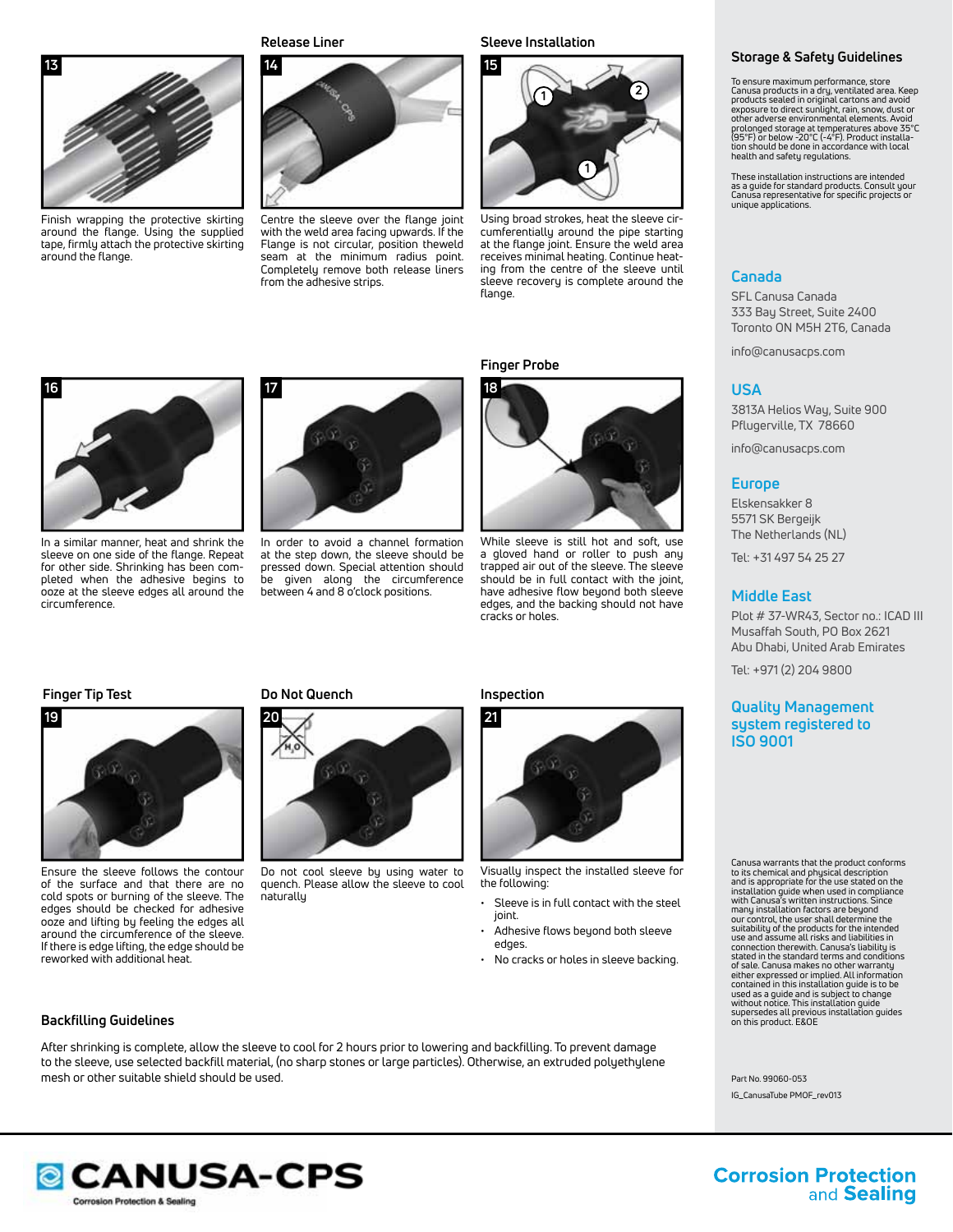**13**

Finish wrapping the protective skirting around the flange. Using the supplied tape, firmly attach the protective skirting around the flange.

## Release Liner

**14**

Centre the sleeve over the flange joint with the weld area facing upwards. If the Flange is not circular, position theweld seam at the minimum radius point. Completely remove both release liners from the adhesive strips.

## Sleeve Installation

**15**

Using broad strokes, heat the sleeve circumferentially around the pipe starting at the flange joint. Ensure the weld area receives minimal heating. Continue heating from the centre of the sleeve until sleeve recovery is complete around the flange.

**16**

In a similar manner, heat and shrink the sleeve on one side of the flange. Repeat for other side. Shrinking has been completed when the adhesive begins to ooze at the sleeve edges all around the circumference.

**17**

In order to avoid a channel formation at the step down, the sleeve should be pressed down. Special attention should be given along the circumference between 4 and 8 o'clock positions.

## Finger Probe

**18**

While sleeve is still hot and soft, use a gloved hand or roller to push any trapped air out of the sleeve. The sleeve should be in full contact with the joint, have adhesive flow beyond both sleeve edges, and the backing should not have cracks or holes.

## Finger Tip Test

**19**

Ensure the sleeve follows the contour of the surface and that there are no cold spots or burning of the sleeve. The edges should be checked for adhesive ooze and lifting by feeling the edges all around the circumference of the sleeve. If there is edge lifting, the edge should be reworked with additional heat.

## Do Not Quench

**20**

Do not cool sleeve by using water to quench. Please allow the sleeve to cool naturally

## Inspection

**21**

Visually inspect the installed sleeve for the following:

- Sleeve is in full contact with the steel joint.
- Adhesive flows beyond both sleeve edges.
- No cracks or holes in sleeve backing.

## Backfilling Guidelines

After shrinking is complete, allow the sleeve to cool for 2 hours prior to lowering and backfilling. To prevent damage to the sleeve, use selected backfill material, (no sharp stones or large particles). Otherwise, an extruded polyethylene mesh or other suitable shield should be used.

## Storage & Safety Guidelines

To ensure maximum performance, store Canusa products in a dry, ventilated area. Keep products sealed in original cartons and avoid exposure to direct sunlight, rain, snow, dust or other adverse environmental elements. Avoid prolonged storage at temperatures above 35°C (95°F) or below -20°C (-4°F). Product installation should be done in accordance with local health and safety regulations.

These installation instructions are intended as a guide for standard products. Consult your Canusa representative for specific projects or unique applications.

## Canada

SFL Canusa Canada
333 Bay Street, Suite 2400
Toronto ON M5H 2T6, Canada

info@canusacps.com

## USA

3813A Helios Way, Suite 900
Pflugerville, TX 78660

info@canusacps.com

## Europe

Elskensakker 8
5571 SK Bergeijk
The Netherlands (NL)

Tel: +31 497 54 25 27

## Middle East

Plot # 37-WR43, Sector no.: ICAD III
Musaffah South, PO Box 2621
Abu Dhabi, United Arab Emirates

Tel: +971 (2) 204 9800

## Quality Management system registered to ISO 9001

Canusa warrants that the product conforms to its chemical and physical description and is appropriate for the use stated on the installation guide when used in compliance with Canusa's written instructions. Since many installation factors are beyond our control, the user shall determine the suitability of the products for the intended use and assume all risks and liabilities in connection therewith. Canusa's liability is stated in the standard terms and conditions of sale. Canusa makes no other warranty either expressed or implied. All information contained in this installation guide is to be used as a guide and is subject to change without notice. This installation guide supersedes all previous installation guides on this product. E&OE

Part No. 99060-053

IG_CanusaTube PMOF_rev013

**CANUSA-CPS**
Corrosion Protection & Sealing

**Corrosion Protection** and **Sealing**